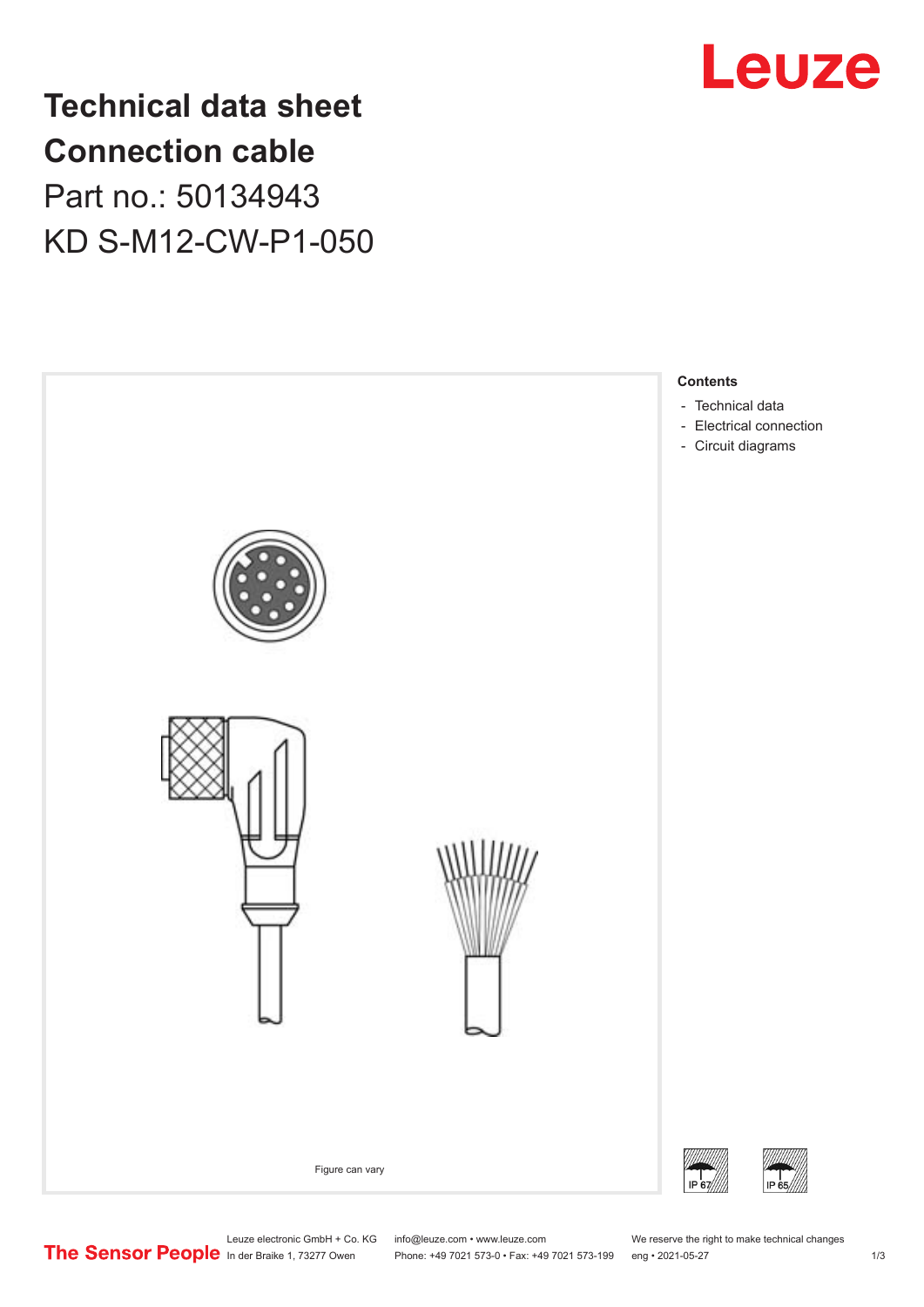# Technical data sheet Connection cable

Part no.: 50134943

KD S-M12-CW-P1-050

Figure can vary

**Contents**

- Technical data
- Electrical connection
- Circuit diagrams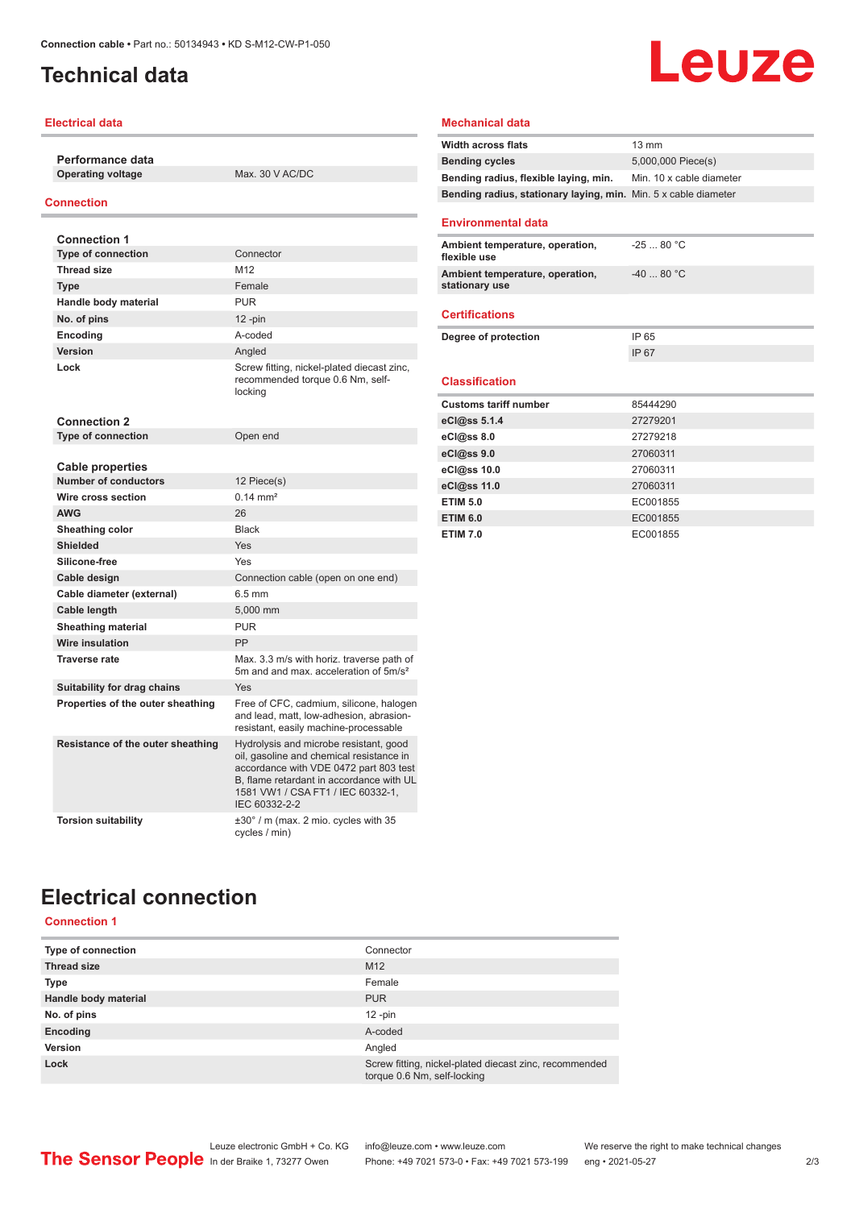# Technical data

## Electrical data

| Performance data | |
|---|---|
| Operating voltage | Max. 30 V AC/DC |

## Connection

| Connection 1 | |
|---|---|
| Type of connection | Connector |
| Thread size | M12 |
| Type | Female |
| Handle body material | PUR |
| No. of pins | 12 -pin |
| Encoding | A-coded |
| Version | Angled |
| Lock | Screw fitting, nickel-plated diecast zinc, recommended torque 0.6 Nm, self-locking |

| Connection 2 | |
|---|---|
| Type of connection | Open end |

| Cable properties | |
|---|---|
| Number of conductors | 12 Piece(s) |
| Wire cross section | 0.14 mm² |
| AWG | 26 |
| Sheathing color | Black |
| Shielded | Yes |
| Silicone-free | Yes |
| Cable design | Connection cable (open on one end) |
| Cable diameter (external) | 6.5 mm |
| Cable length | 5,000 mm |
| Sheathing material | PUR |
| Wire insulation | PP |
| Traverse rate | Max. 3.3 m/s with horiz. traverse path of 5m and and max. acceleration of 5m/s² |
| Suitability for drag chains | Yes |
| Properties of the outer sheathing | Free of CFC, cadmium, silicone, halogen and lead, matt, low-adhesion, abrasion-resistant, easily machine-processable |
| Resistance of the outer sheathing | Hydrolysis and microbe resistant, good oil, gasoline and chemical resistance in accordance with VDE 0472 part 803 test B, flame retardant in accordance with UL 1581 VW1 / CSA FT1 / IEC 60332-1, IEC 60332-2-2 |
| Torsion suitability | ±30° / m (max. 2 mio. cycles with 35 cycles / min) |

## Mechanical data

| | |
|---|---|
| Width across flats | 13 mm |
| Bending cycles | 5,000,000 Piece(s) |
| Bending radius, flexible laying, min. | Min. 10 x cable diameter |
| Bending radius, stationary laying, min. | Min. 5 x cable diameter |

## Environmental data

| | |
|---|---|
| Ambient temperature, operation, flexible use | -25 ... 80 °C |
| Ambient temperature, operation, stationary use | -40 ... 80 °C |

## Certifications

| | |
|---|---|
| Degree of protection | IP 65 |
| | IP 67 |

## Classification

| | |
|---|---|
| Customs tariff number | 85444290 |
| eCl@ss 5.1.4 | 27279201 |
| eCl@ss 8.0 | 27279218 |
| eCl@ss 9.0 | 27060311 |
| eCl@ss 10.0 | 27060311 |
| eCl@ss 11.0 | 27060311 |
| ETIM 5.0 | EC001855 |
| ETIM 6.0 | EC001855 |
| ETIM 7.0 | EC001855 |

# Electrical connection

## Connection 1

| | |
|---|---|
| Type of connection | Connector |
| Thread size | M12 |
| Type | Female |
| Handle body material | PUR |
| No. of pins | 12 -pin |
| Encoding | A-coded |
| Version | Angled |
| Lock | Screw fitting, nickel-plated diecast zinc, recommended torque 0.6 Nm, self-locking |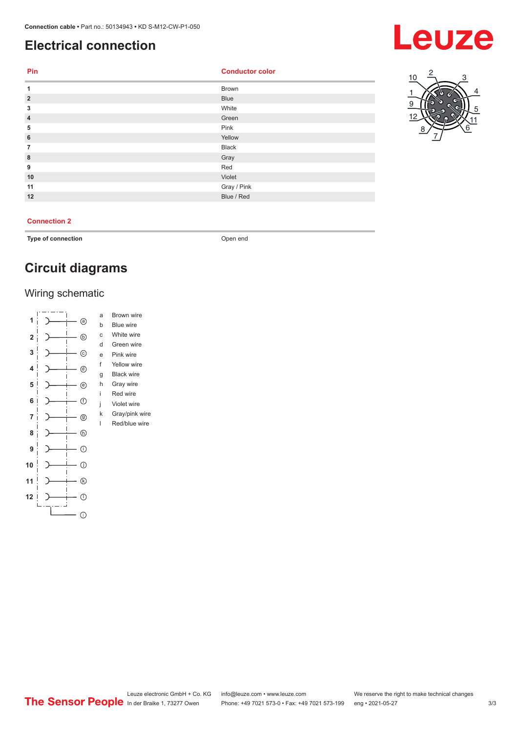# Electrical connection

| Pin | Conductor color |
|---|---|
| 1 | Brown |
| 2 | Blue |
| 3 | White |
| 4 | Green |
| 5 | Pink |
| 6 | Yellow |
| 7 | Black |
| 8 | Gray |
| 9 | Red |
| 10 | Violet |
| 11 | Gray / Pink |
| 12 | Blue / Red |

10
2
3
1
4
9
5
12
11
8
6
7

## Connection 2

| | |
|---|---|
| Type of connection | Open end |

# Circuit diagrams

## Wiring schematic

1 ⓐ
2 ⓑ
3 ⓒ
4 ⓓ
5 ⓔ
6 ⓕ
7 ⓖ
8 ⓗ
9 ⓘ
10 ⓙ
11 ⓚ
12 ⓛ
ⓘ

| | |
|---|---|
| a | Brown wire |
| b | Blue wire |
| c | White wire |
| d | Green wire |
| e | Pink wire |
| f | Yellow wire |
| g | Black wire |
| h | Gray wire |
| i | Red wire |
| j | Violet wire |
| k | Gray/pink wire |
| l | Red/blue wire |